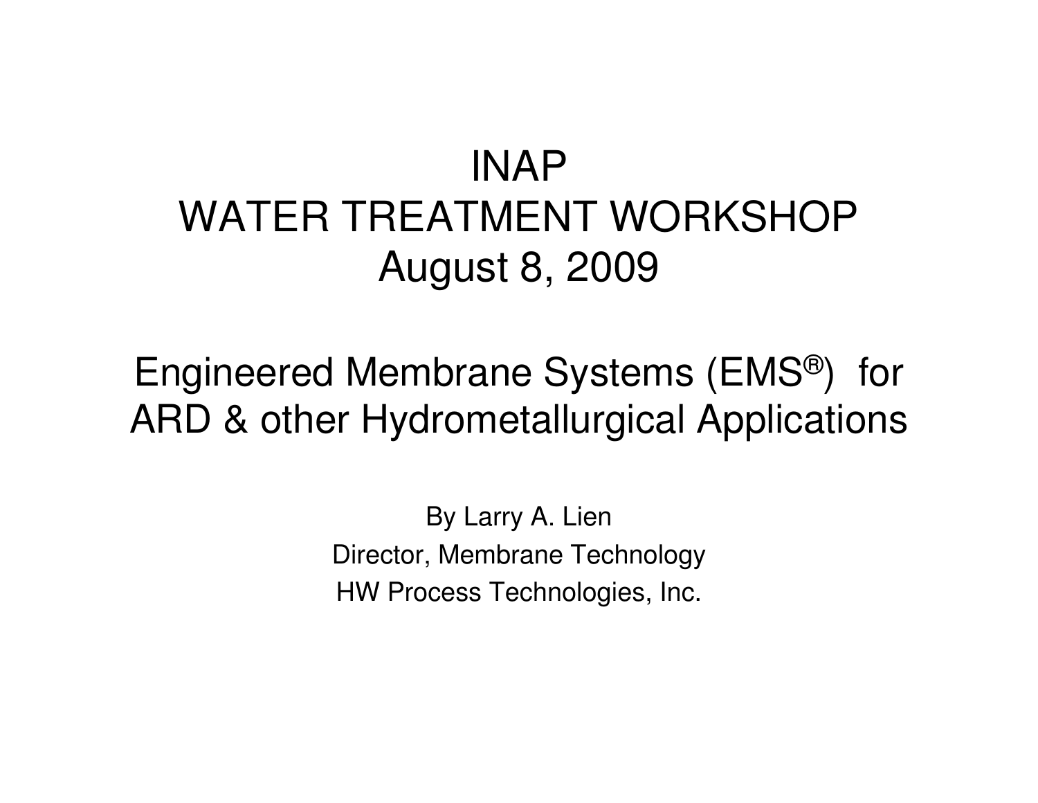# INAP
# WATER TREATMENT WORKSHOP
# August 8, 2009

## Engineered Membrane Systems (EMS®) for ARD & other Hydrometallurgical Applications

By Larry A. Lien

Director, Membrane Technology

HW Process Technologies, Inc.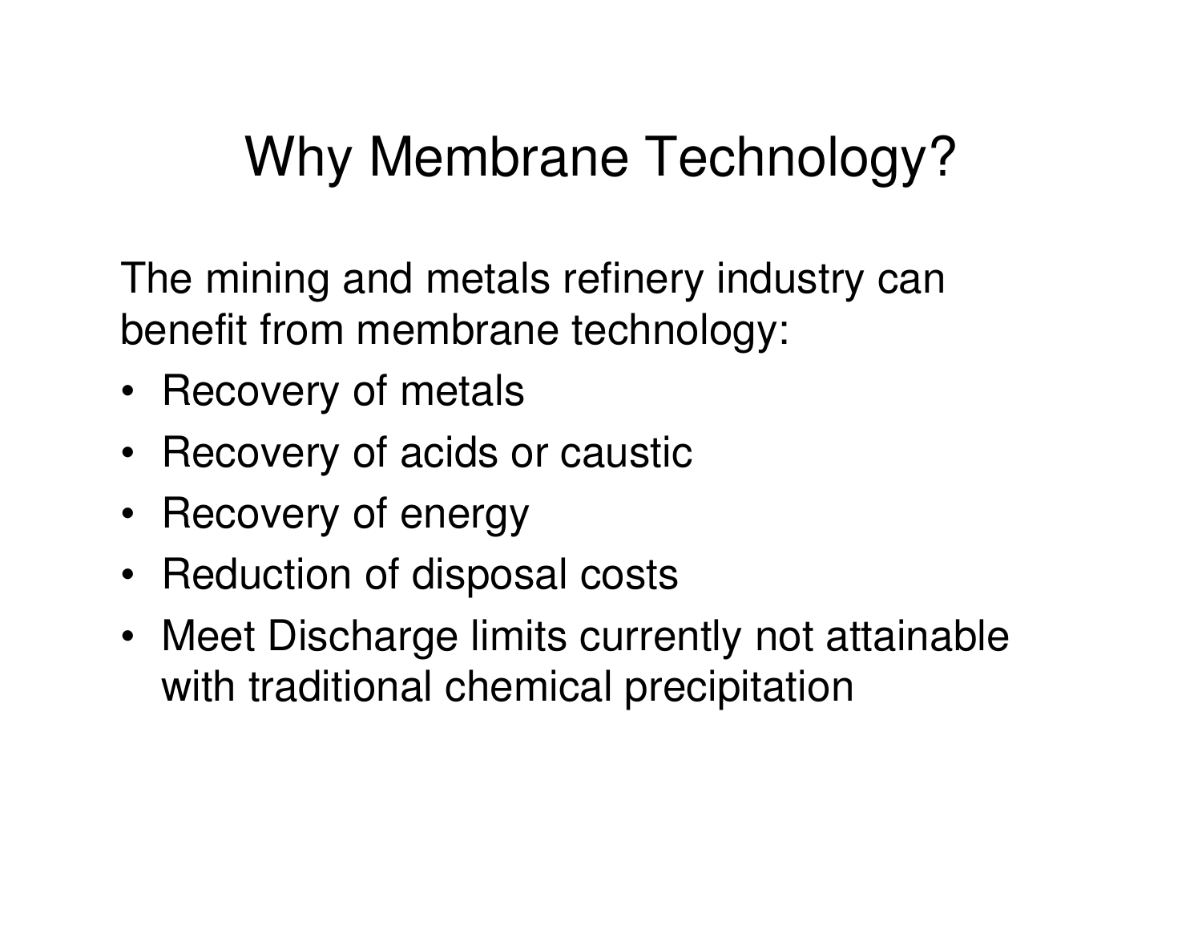# Why Membrane Technology?

The mining and metals refinery industry can benefit from membrane technology:

- Recovery of metals
- Recovery of acids or caustic
- Recovery of energy
- Reduction of disposal costs
- Meet Discharge limits currently not attainable with traditional chemical precipitation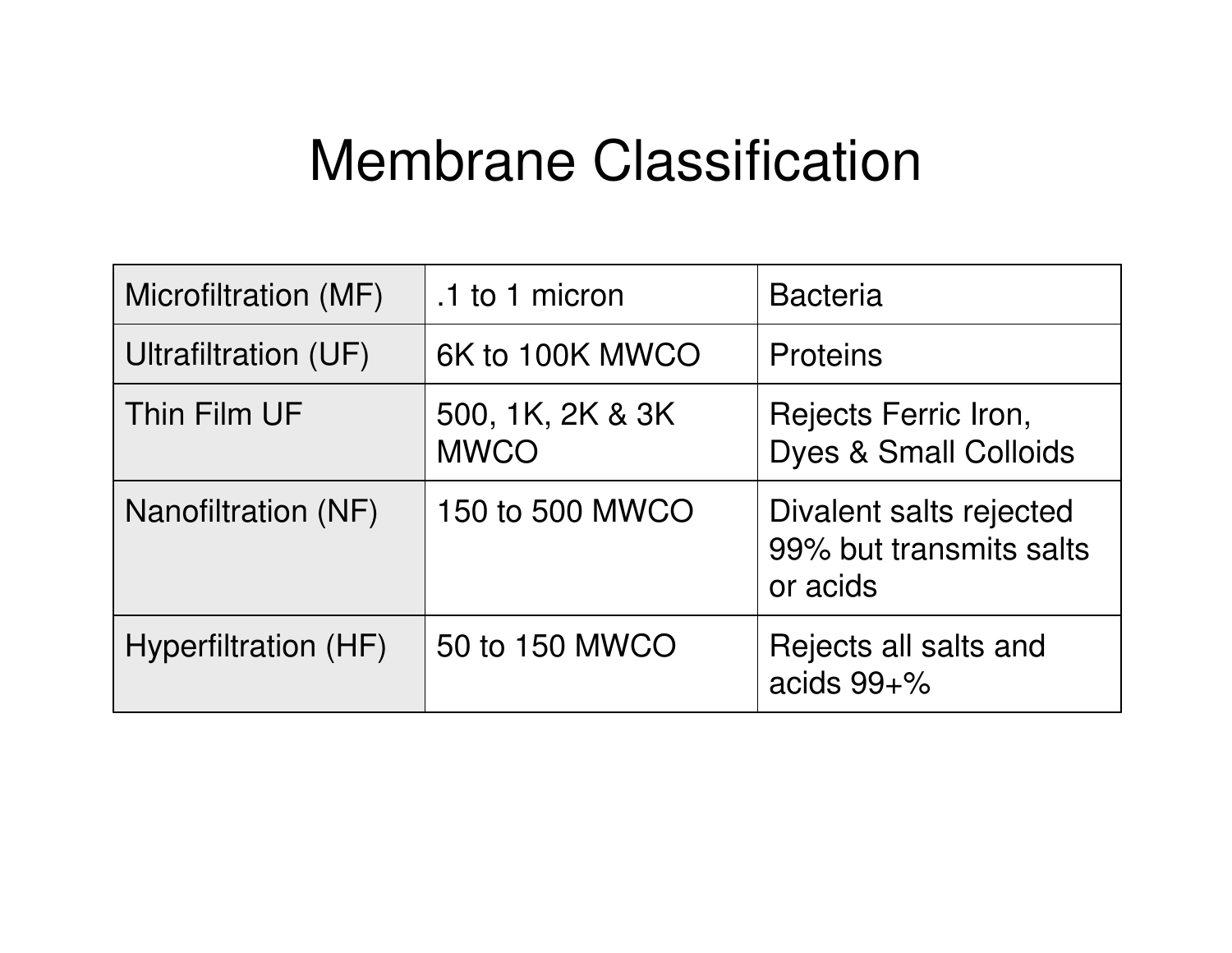# Membrane Classification

| | | |
|---|---|---|
| Microfiltration (MF) | .1 to 1 micron | Bacteria |
| Ultrafiltration (UF) | 6K to 100K MWCO | Proteins |
| Thin Film UF | 500, 1K, 2K & 3K MWCO | Rejects Ferric Iron, Dyes & Small Colloids |
| Nanofiltration (NF) | 150 to 500 MWCO | Divalent salts rejected 99% but transmits salts or acids |
| Hyperfiltration (HF) | 50 to 150 MWCO | Rejects all salts and acids 99+% |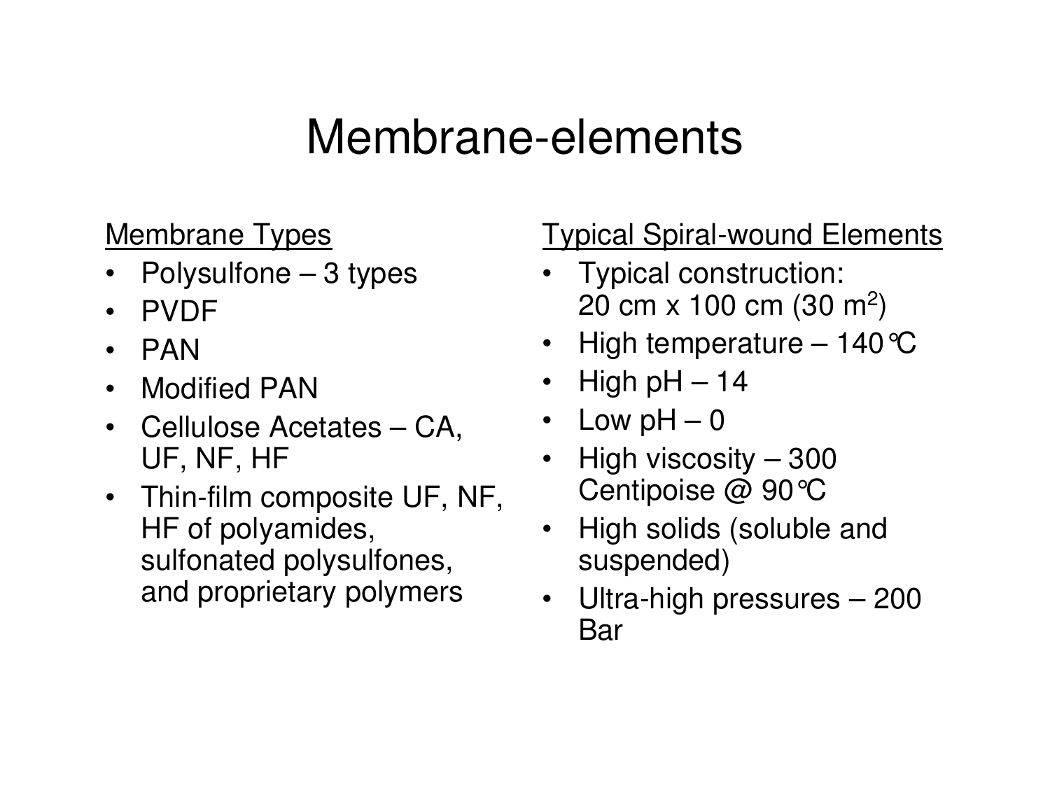# Membrane-elements

Membrane Types

- Polysulfone – 3 types
- PVDF
- PAN
- Modified PAN
- Cellulose Acetates – CA, UF, NF, HF
- Thin-film composite UF, NF, HF of polyamides, sulfonated polysulfones, and proprietary polymers

Typical Spiral-wound Elements

- Typical construction: 20 cm x 100 cm (30 $m^2$)
- High temperature – 140°C
- High pH – 14
- Low pH – 0
- High viscosity – 300 Centipoise @ 90°C
- High solids (soluble and suspended)
- Ultra-high pressures – 200 Bar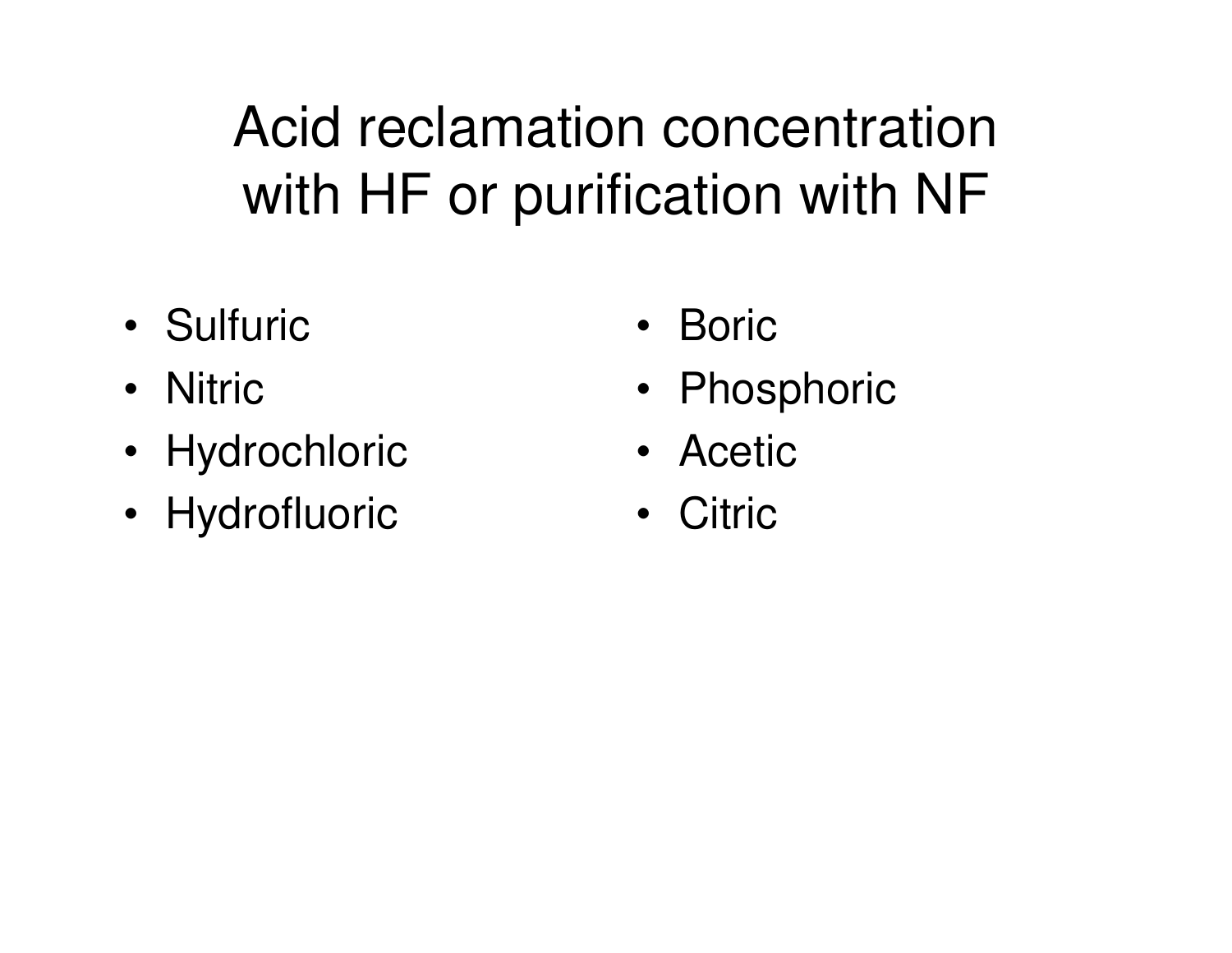# Acid reclamation concentration with HF or purification with NF

- Sulfuric
- Nitric
- Hydrochloric
- Hydrofluoric
- Boric
- Phosphoric
- Acetic
- Citric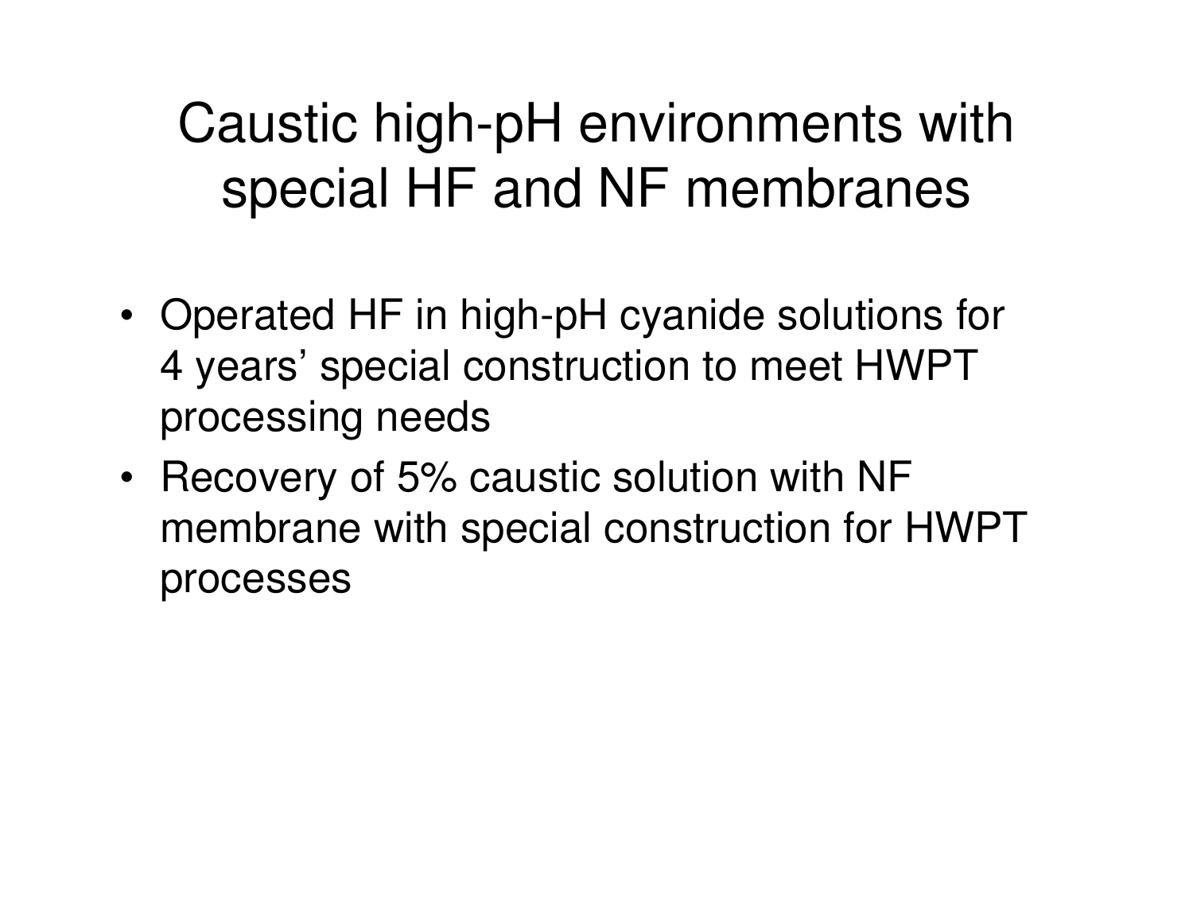# Caustic high-pH environments with special HF and NF membranes

- Operated HF in high-pH cyanide solutions for 4 years' special construction to meet HWPT processing needs
- Recovery of 5% caustic solution with NF membrane with special construction for HWPT processes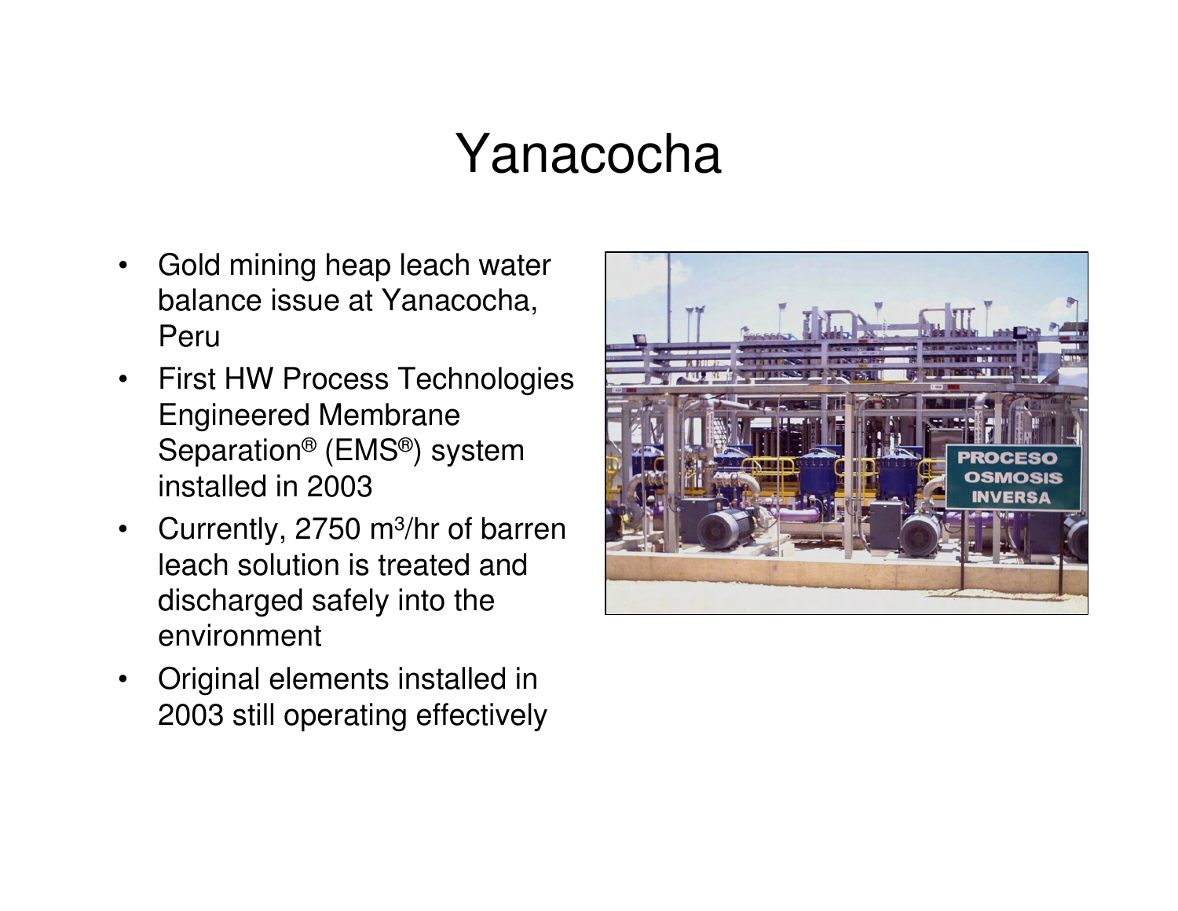# Yanacocha

- Gold mining heap leach water balance issue at Yanacocha, Peru
- First HW Process Technologies Engineered Membrane Separation® (EMS®) system installed in 2003
- Currently, 2750 $m^3$/hr of barren leach solution is treated and discharged safely into the environment
- Original elements installed in 2003 still operating effectively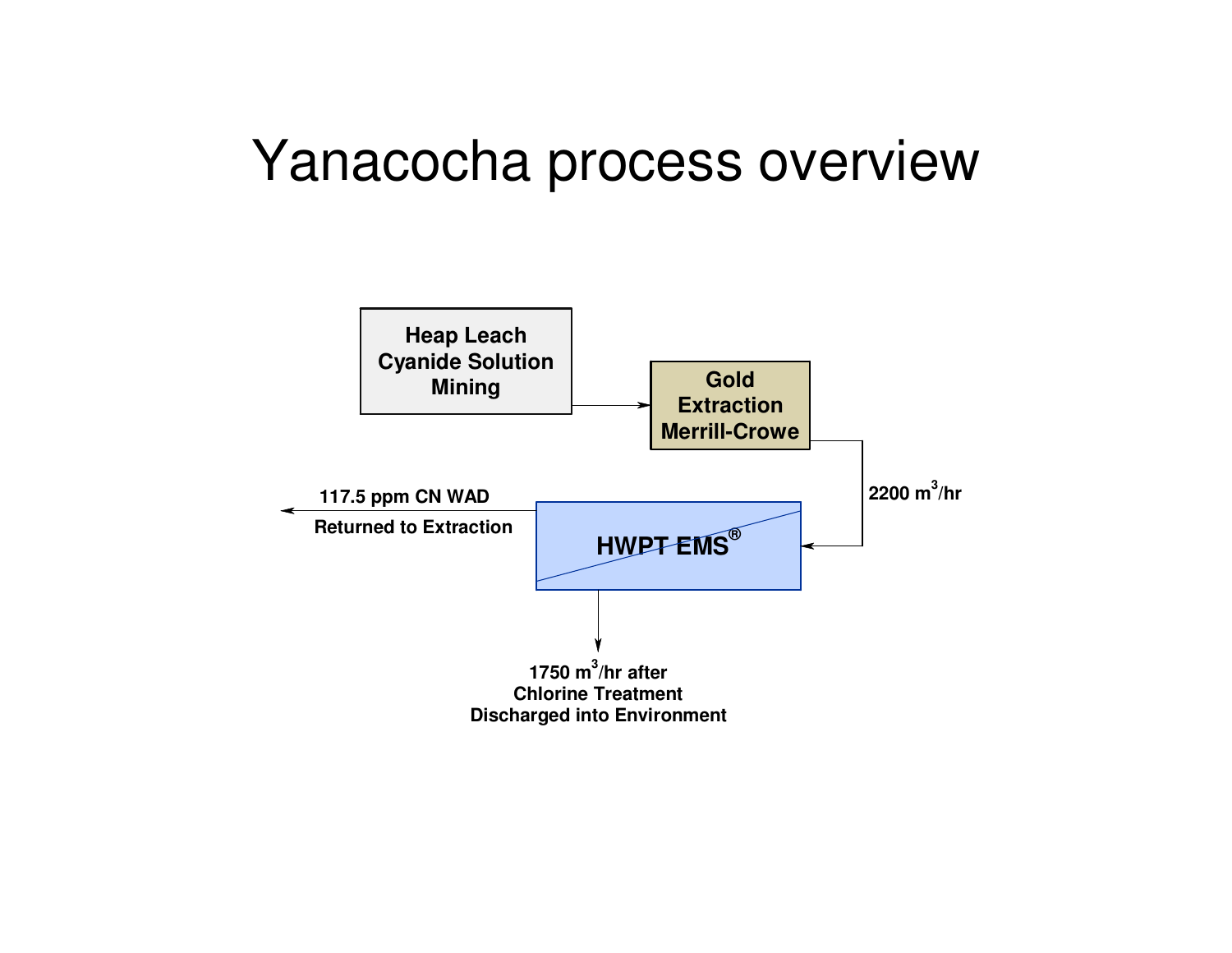# Yanacocha process overview

Heap Leach
Cyanide Solution
Mining

Gold
Extraction
Merrill-Crowe

2200 $m^3$/hr

HWPT EMS®

117.5 ppm CN WAD
Returned to Extraction

1750 $m^3$/hr after
Chlorine Treatment
Discharged into Environment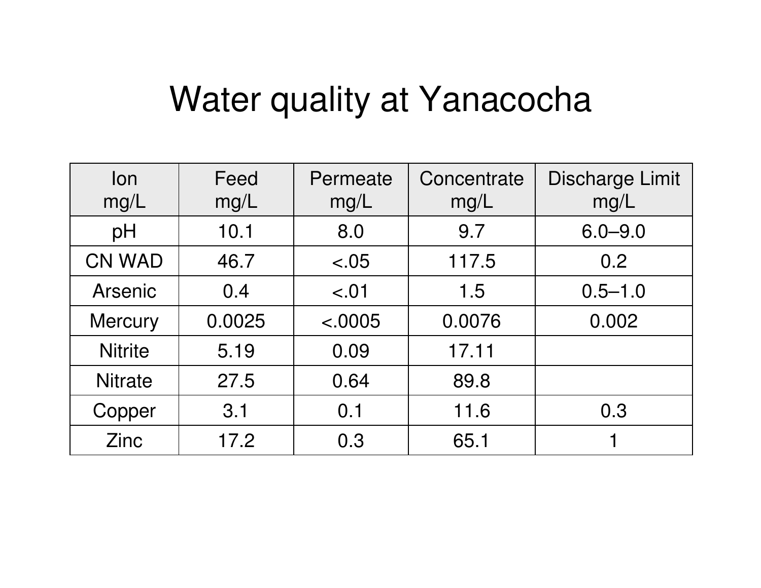# Water quality at Yanacocha

| Ion<br>mg/L | Feed<br>mg/L | Permeate<br>mg/L | Concentrate<br>mg/L | Discharge Limit<br>mg/L |
|---|---|---|---|---|
| pH | 10.1 | 8.0 | 9.7 | 6.0–9.0 |
| CN WAD | 46.7 | <.05 | 117.5 | 0.2 |
| Arsenic | 0.4 | <.01 | 1.5 | 0.5–1.0 |
| Mercury | 0.0025 | <.0005 | 0.0076 | 0.002 |
| Nitrite | 5.19 | 0.09 | 17.11 | |
| Nitrate | 27.5 | 0.64 | 89.8 | |
| Copper | 3.1 | 0.1 | 11.6 | 0.3 |
| Zinc | 17.2 | 0.3 | 65.1 | 1 |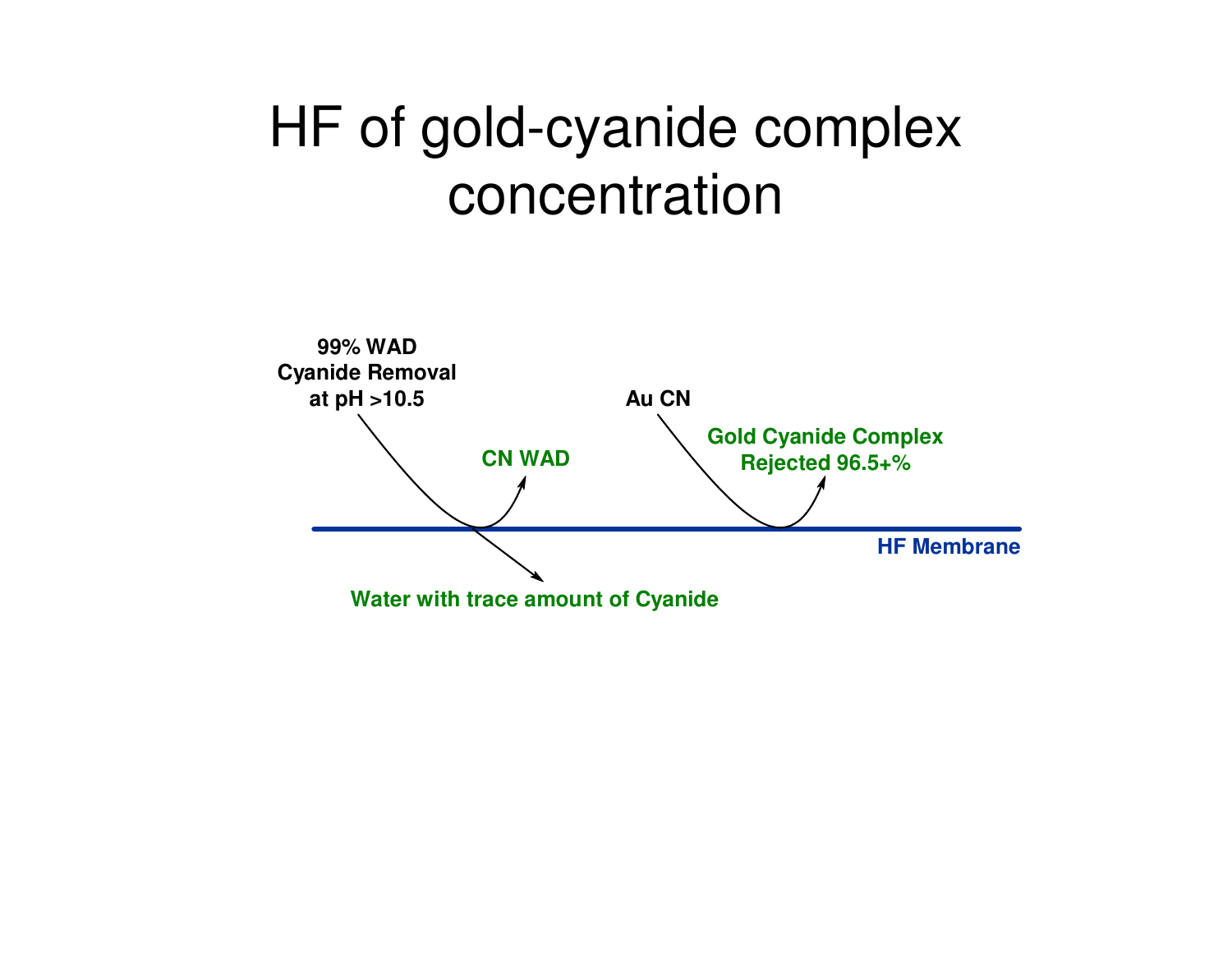# HF of gold-cyanide complex concentration

99% WAD
Cyanide Removal
at pH >10.5

CN WAD

Water with trace amount of Cyanide

Au CN

Gold Cyanide Complex
Rejected 96.5+%

HF Membrane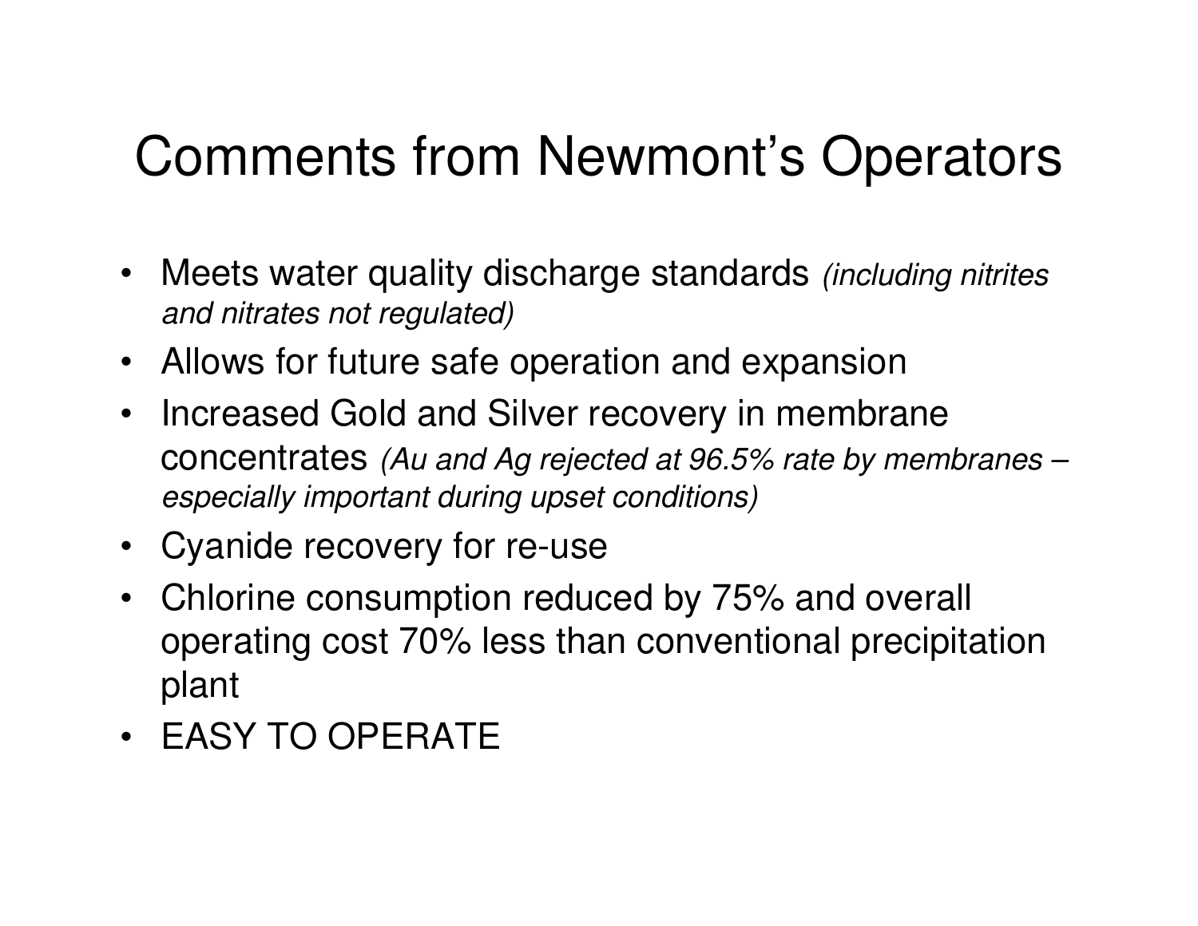# Comments from Newmont's Operators

- Meets water quality discharge standards *(including nitrites and nitrates not regulated)*
- Allows for future safe operation and expansion
- Increased Gold and Silver recovery in membrane concentrates *(Au and Ag rejected at 96.5% rate by membranes – especially important during upset conditions)*
- Cyanide recovery for re-use
- Chlorine consumption reduced by 75% and overall operating cost 70% less than conventional precipitation plant
- EASY TO OPERATE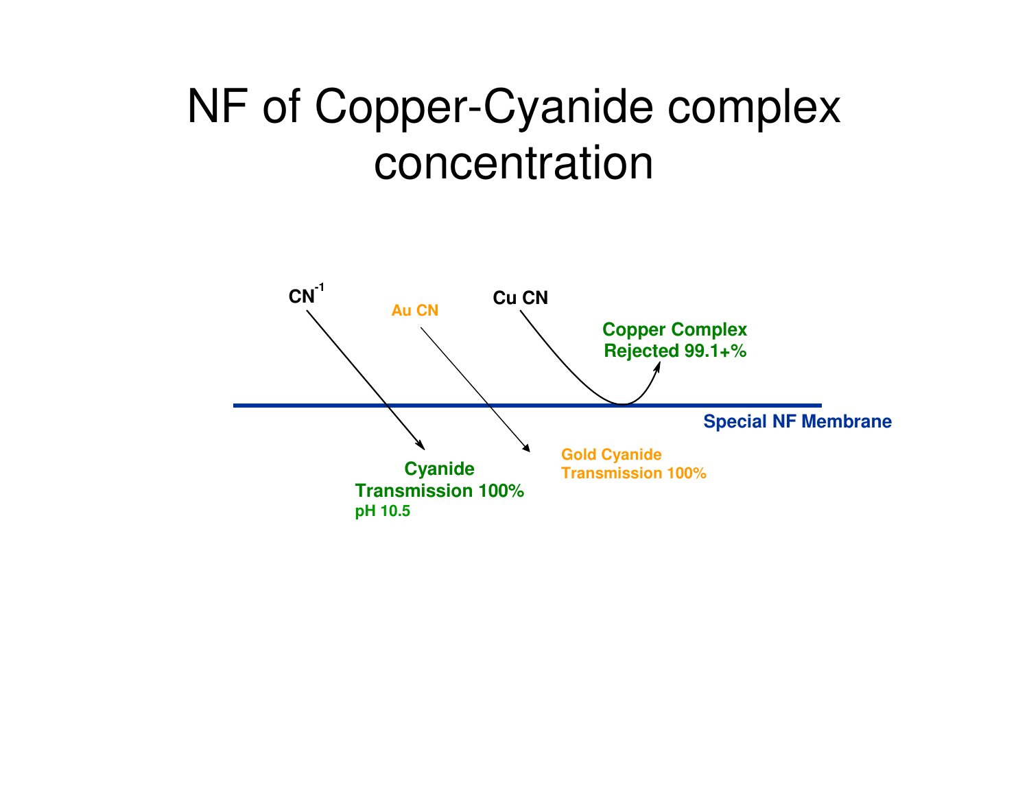# NF of Copper-Cyanide complex concentration

$CN^{-1}$

Au CN

Cu CN

Copper Complex
Rejected 99.1+%

Special NF Membrane

Cyanide
Transmission 100%
pH 10.5

Gold Cyanide
Transmission 100%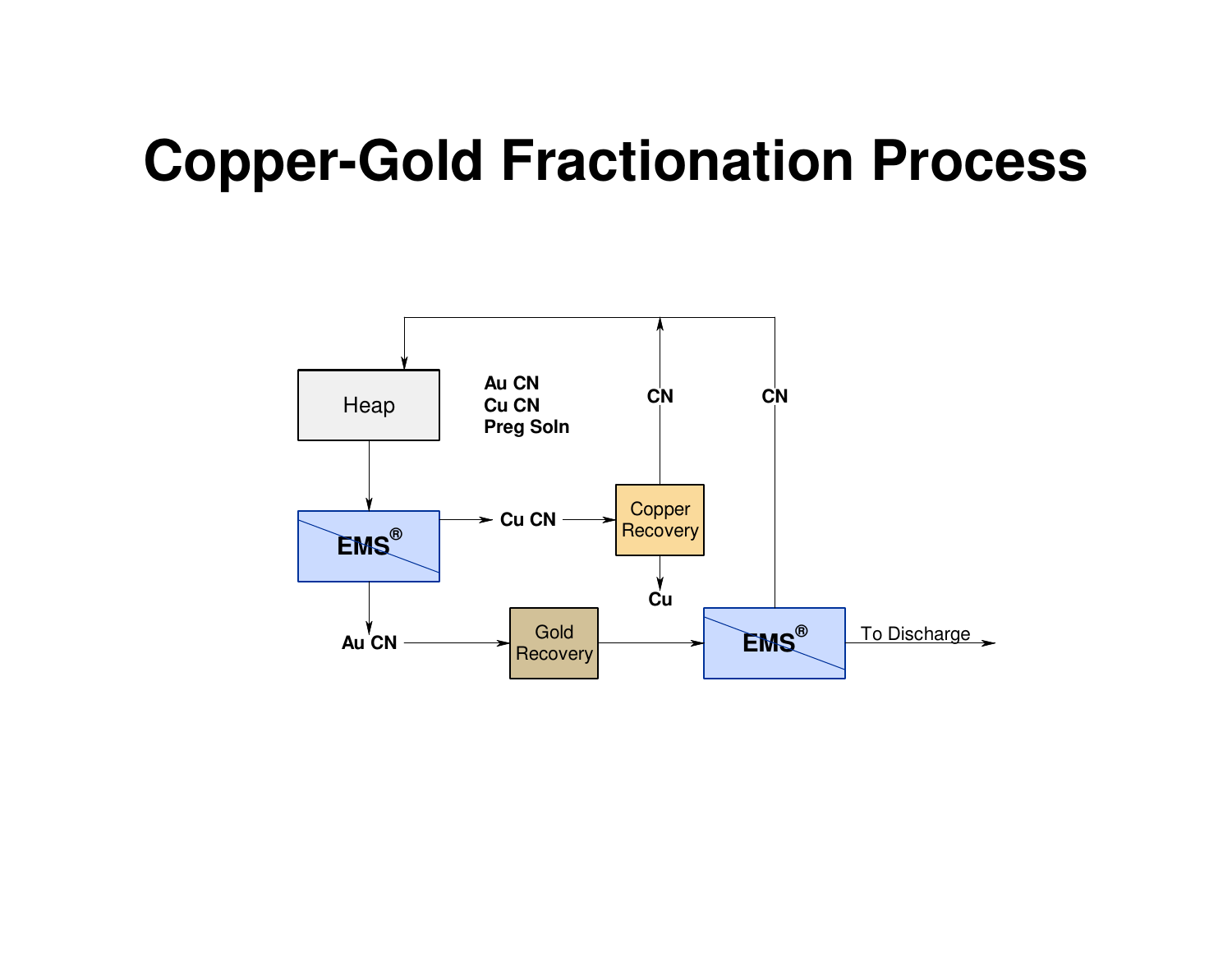# Copper-Gold Fractionation Process

Heap

Au CN
Cu CN
Preg Soln

EMS®

Cu CN

Copper Recovery

Cu

CN

CN

Au CN

Gold Recovery

EMS®

To Discharge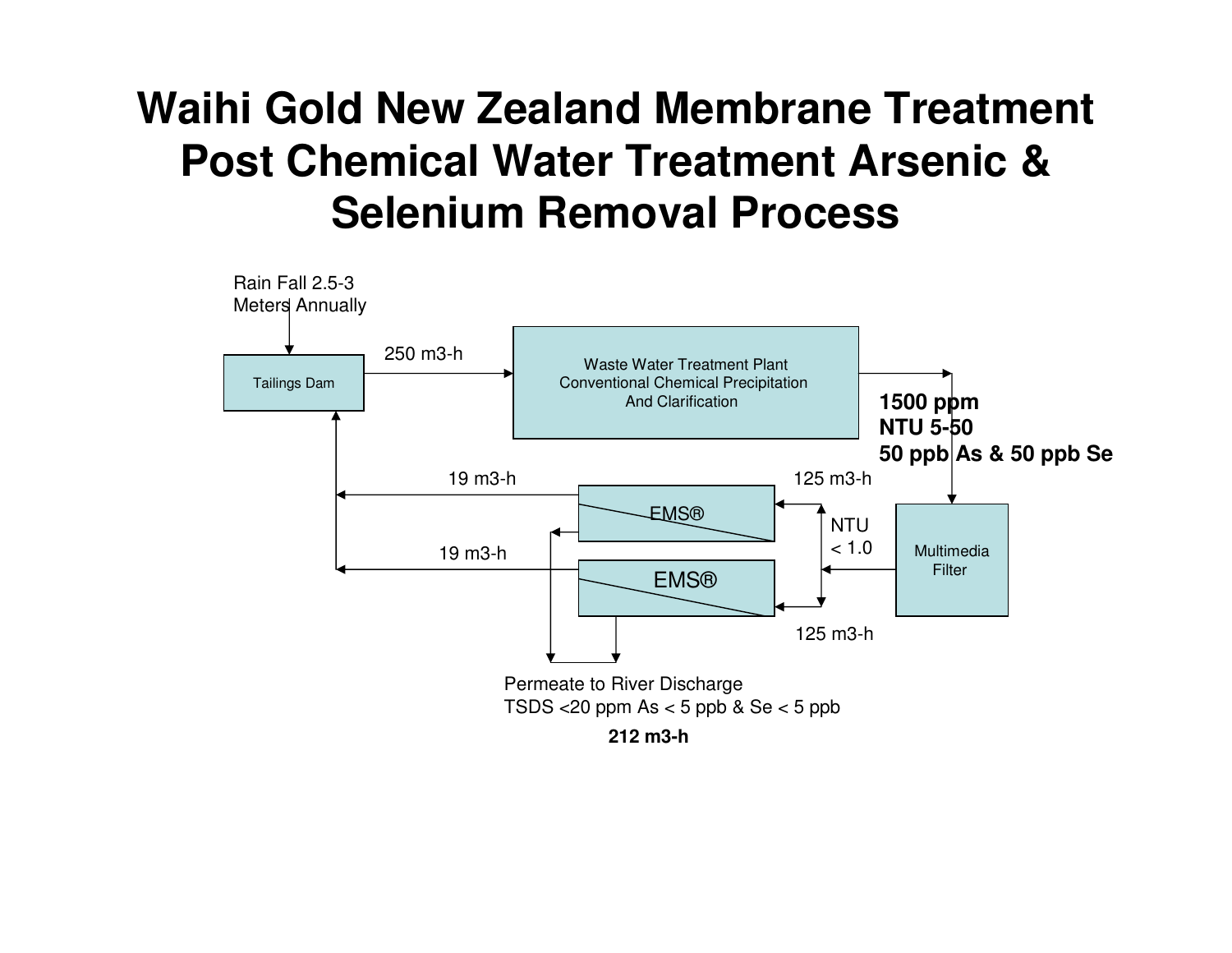# Waihi Gold New Zealand Membrane Treatment Post Chemical Water Treatment Arsenic & Selenium Removal Process

Rain Fall 2.5-3 Meters Annually

Tailings Dam

250 m3-h

Waste Water Treatment Plant
Conventional Chemical Precipitation
And Clarification

**1500 ppm**
**NTU 5-50**
**50 ppb As & 50 ppb Se**

19 m3-h

125 m3-h

EMS®

NTU < 1.0

Multimedia Filter

19 m3-h

EMS®

125 m3-h

Permeate to River Discharge
TSDS <20 ppm As < 5 ppb & Se < 5 ppb

**212 m3-h**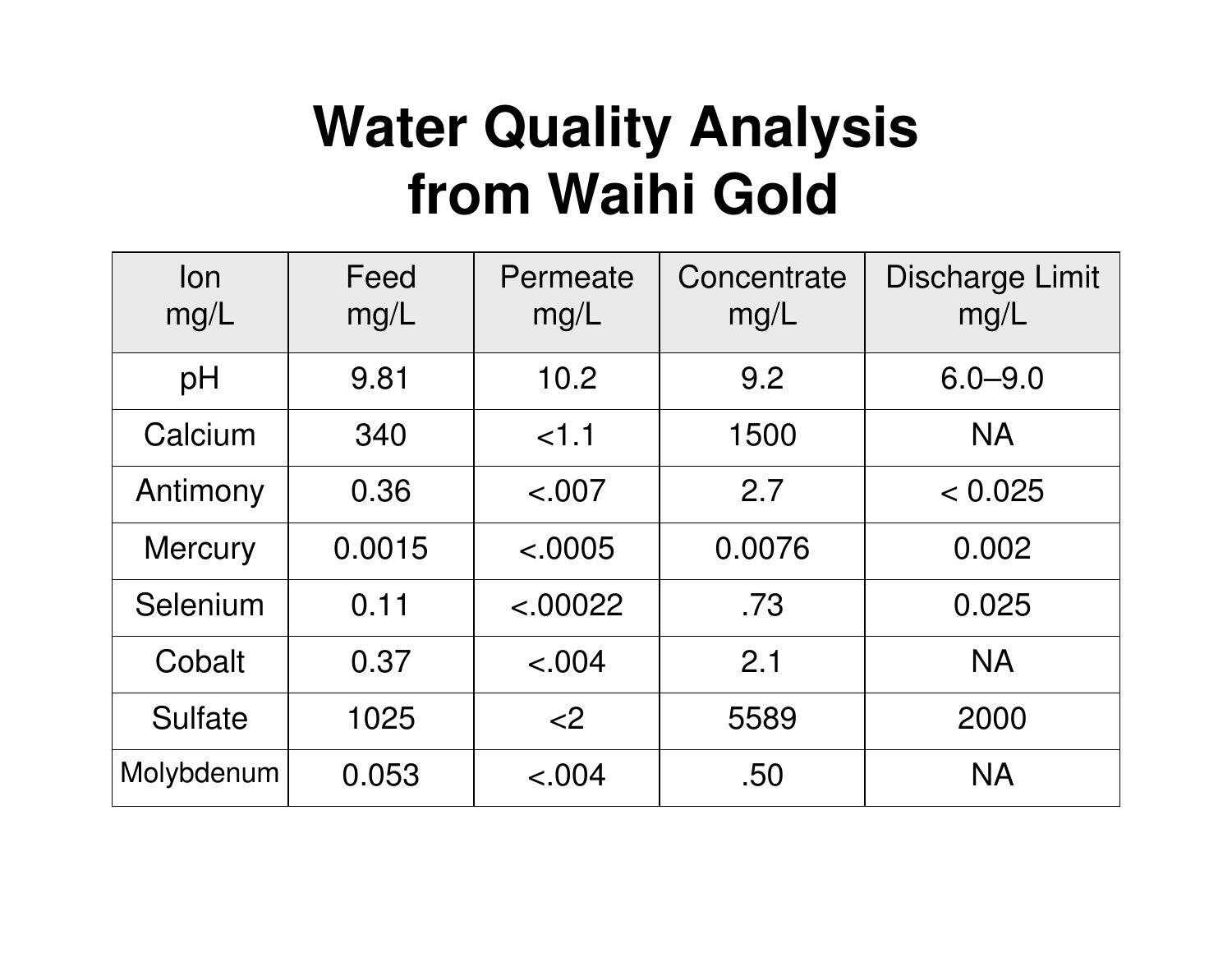# Water Quality Analysis from Waihi Gold

| Ion mg/L | Feed mg/L | Permeate mg/L | Concentrate mg/L | Discharge Limit mg/L |
|---|---|---|---|---|
| pH | 9.81 | 10.2 | 9.2 | 6.0–9.0 |
| Calcium | 340 | <1.1 | 1500 | NA |
| Antimony | 0.36 | <.007 | 2.7 | < 0.025 |
| Mercury | 0.0015 | <.0005 | 0.0076 | 0.002 |
| Selenium | 0.11 | <.00022 | .73 | 0.025 |
| Cobalt | 0.37 | <.004 | 2.1 | NA |
| Sulfate | 1025 | <2 | 5589 | 2000 |
| Molybdenum | 0.053 | <.004 | .50 | NA |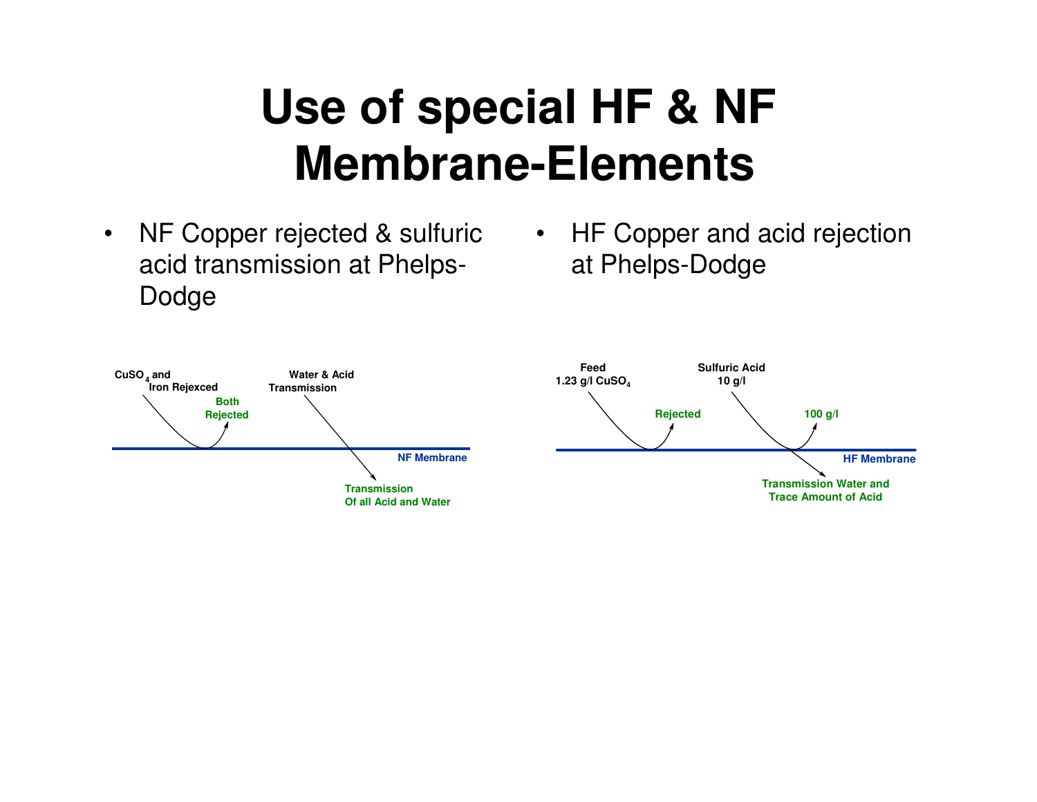# Use of special HF & NF Membrane-Elements

- NF Copper rejected & sulfuric acid transmission at Phelps-Dodge
- HF Copper and acid rejection at Phelps-Dodge

$CuSO_4$ and Iron Rejexced

Both Rejected

Water & Acid Transmission

NF Membrane

Transmission Of all Acid and Water

Feed 1.23 g/l $CuSO_4$

Rejected

Sulfuric Acid 10 g/l

100 g/l

HF Membrane

Transmission Water and Trace Amount of Acid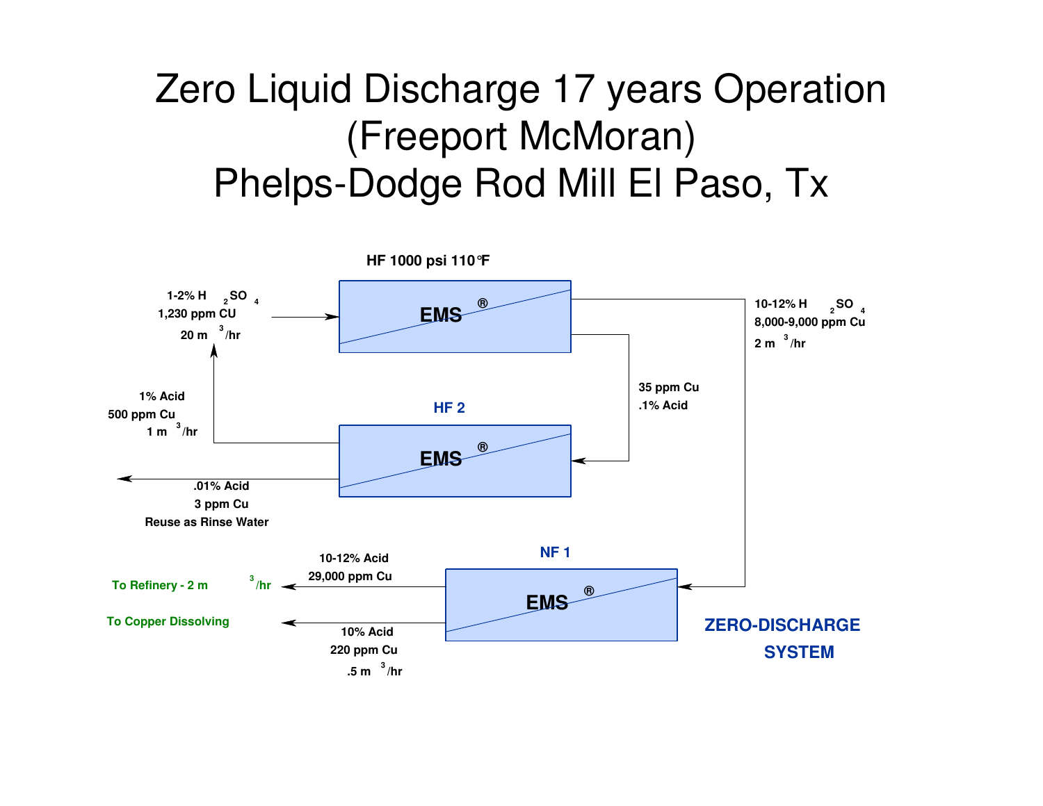# Zero Liquid Discharge 17 years Operation (Freeport McMoran) Phelps-Dodge Rod Mill El Paso, Tx

HF 1000 psi 110°F

1-2% $H_2SO_4$
1,230 ppm CU
20 $m^3$/hr

EMS®

10-12% $H_2SO_4$
8,000-9,000 ppm Cu
2 $m^3$/hr

35 ppm Cu
.1% Acid

1% Acid
500 ppm Cu
1 $m^3$/hr

HF 2

EMS®

.01% Acid
3 ppm Cu
Reuse as Rinse Water

NF 1

EMS®

10-12% Acid
29,000 ppm Cu

To Refinery - 2 $m^3$/hr

To Copper Dissolving

10% Acid
220 ppm Cu
.5 $m^3$/hr

ZERO-DISCHARGE SYSTEM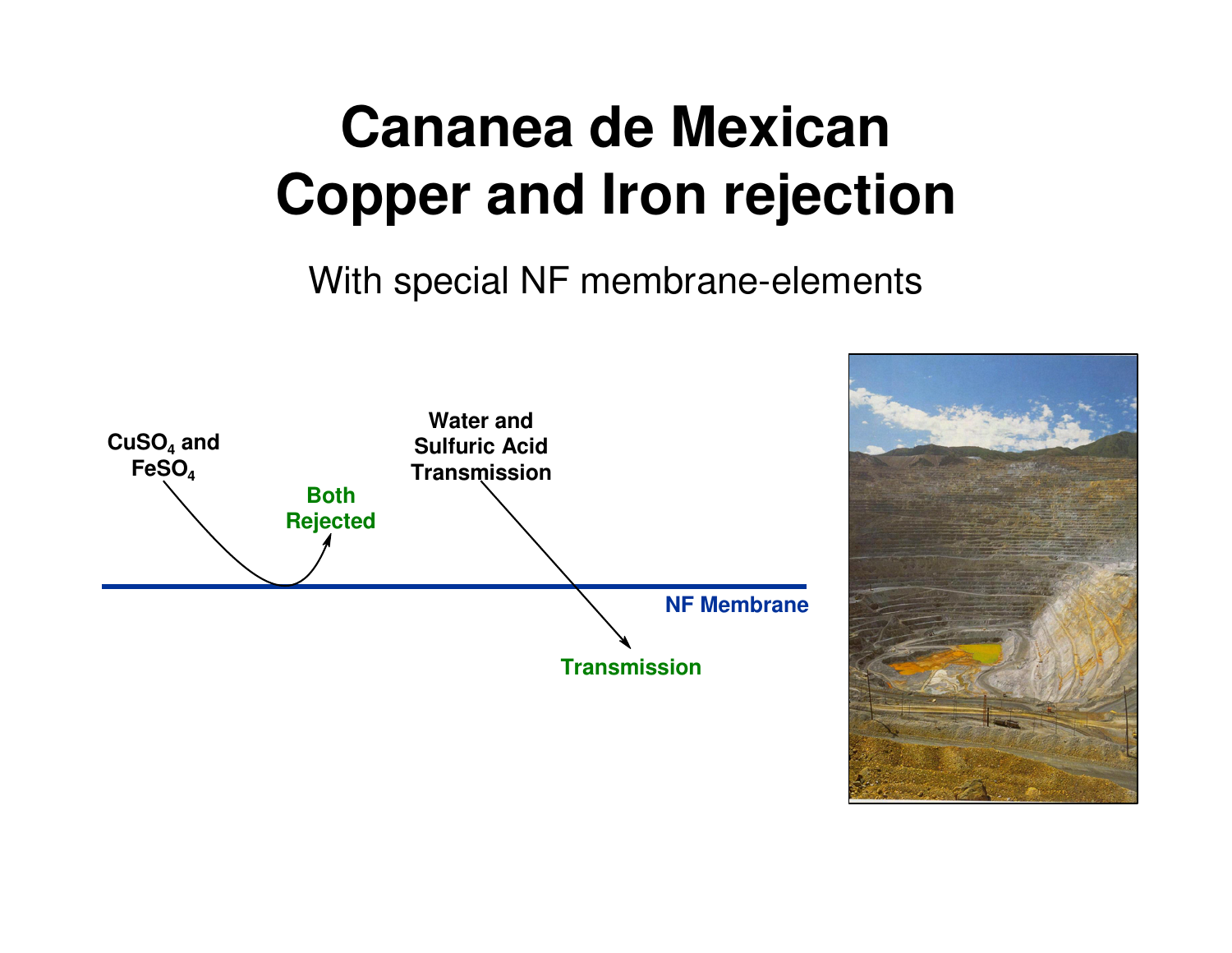# Cananea de Mexican
# Copper and Iron rejection

With special NF membrane-elements

$CuSO_4$ and $FeSO_4$

Both Rejected

Water and Sulfuric Acid Transmission

NF Membrane

Transmission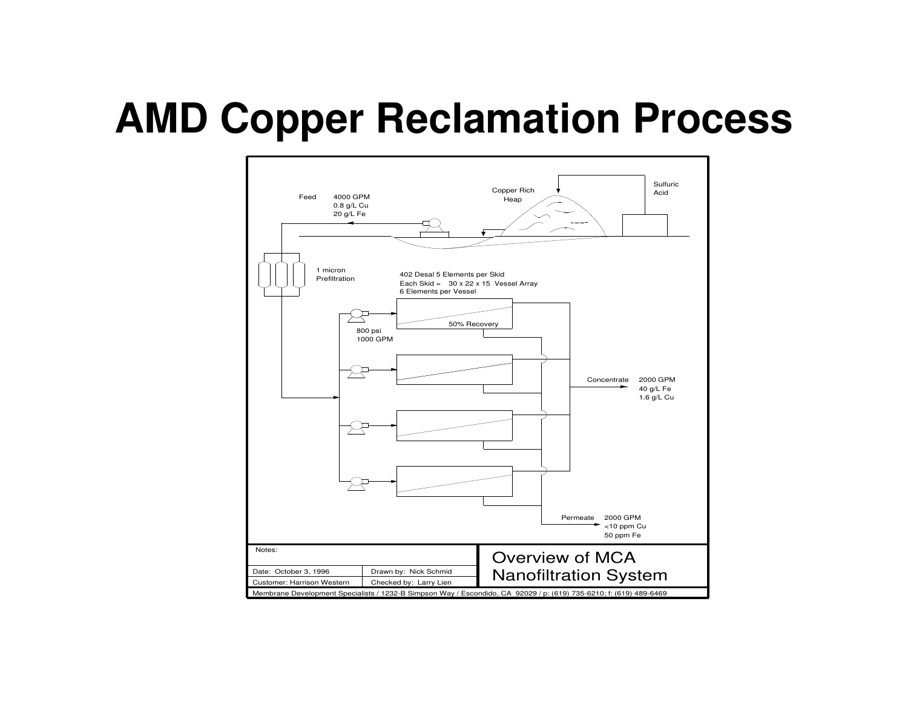# AMD Copper Reclamation Process

Feed 4000 GPM
0.8 g/L Cu
20 g/L Fe

Copper Rich Heap

Sulfuric Acid

1 micron Prefiltration

402 Desal 5 Elements per Skid
Each Skid = 30 x 22 x 15 Vessel Array
6 Elements per Vessel

50% Recovery

800 psi
1000 GPM

Concentrate 2000 GPM
40 g/L Fe
1.6 g/L Cu

Permeate 2000 GPM
<10 ppm Cu
50 ppm Fe

| | | |
|---|---|---|
| Notes: | | Overview of MCA Nanofiltration System |
| Date: October 3, 1996 | Drawn by: Nick Schmid | |
| Customer: Harrison Western | Checked by: Larry Lien | |

Membrane Development Specialists / 1232-B Simpson Way / Escondido, CA 92029 / p: (619) 735-6210; f: (619) 489-6469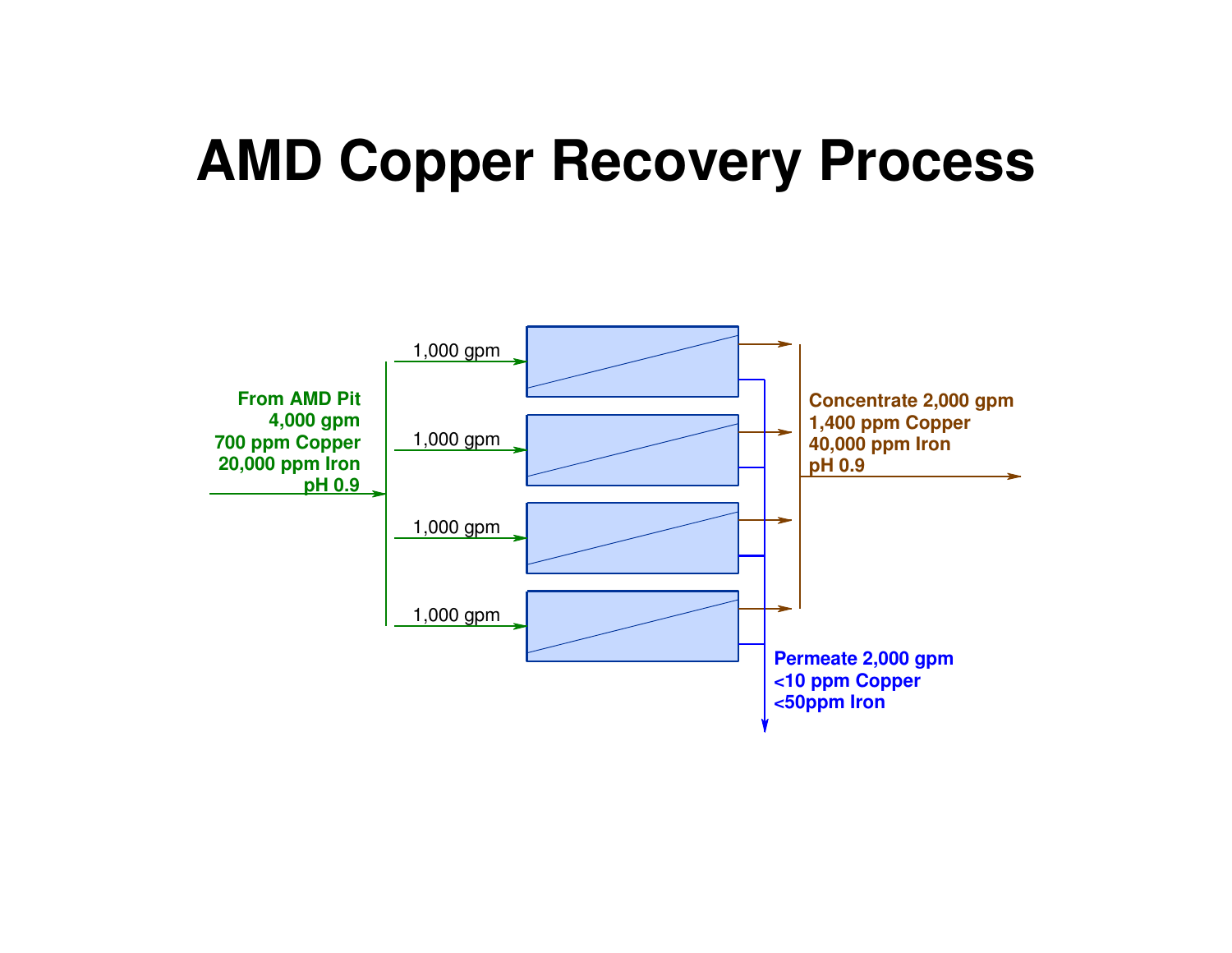# AMD Copper Recovery Process

From AMD Pit
4,000 gpm
700 ppm Copper
20,000 ppm Iron
pH 0.9

1,000 gpm

1,000 gpm

1,000 gpm

1,000 gpm

Concentrate 2,000 gpm
1,400 ppm Copper
40,000 ppm Iron
pH 0.9

Permeate 2,000 gpm
<10 ppm Copper
<50ppm Iron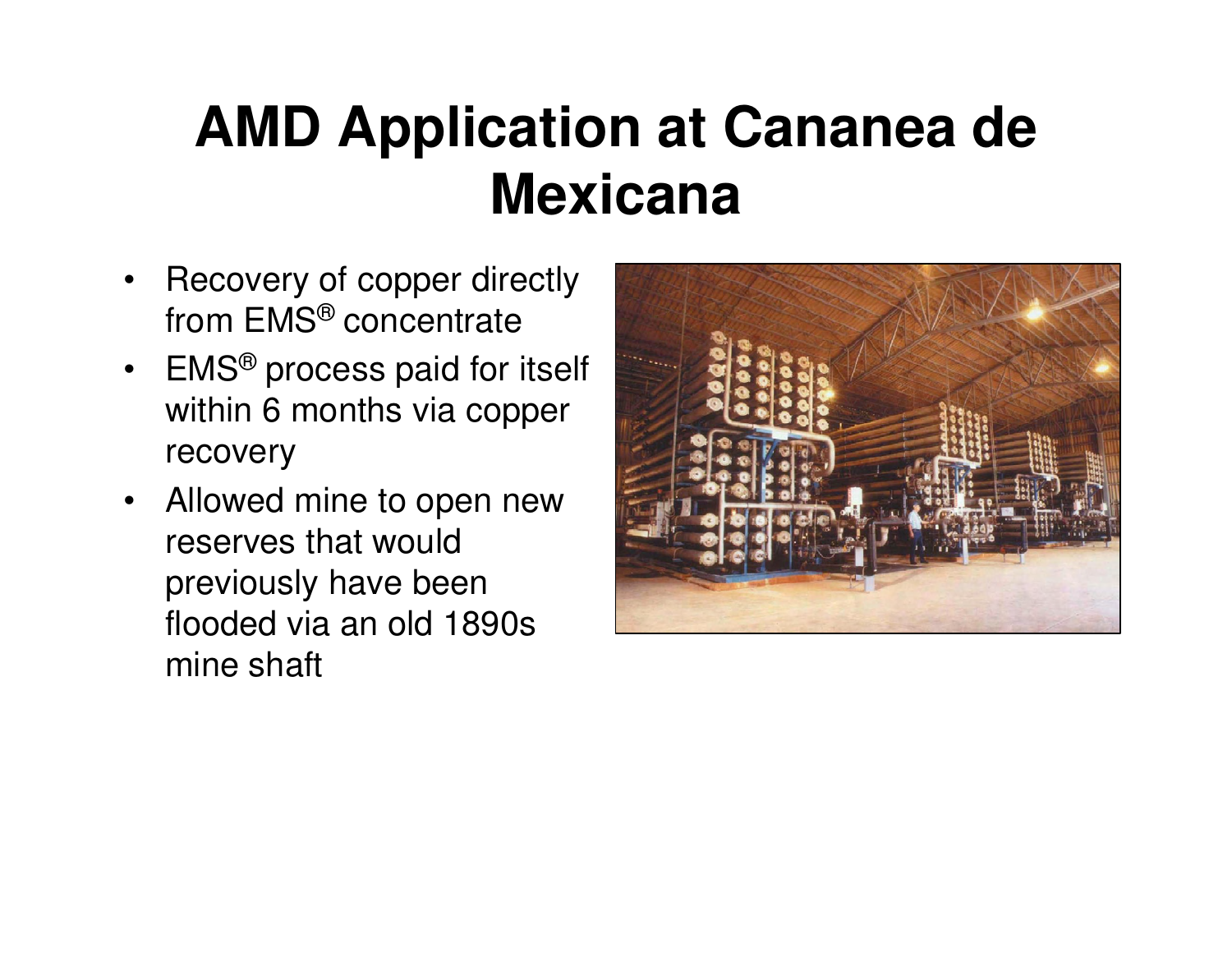# AMD Application at Cananea de Mexicana

- Recovery of copper directly from EMS® concentrate
- EMS® process paid for itself within 6 months via copper recovery
- Allowed mine to open new reserves that would previously have been flooded via an old 1890s mine shaft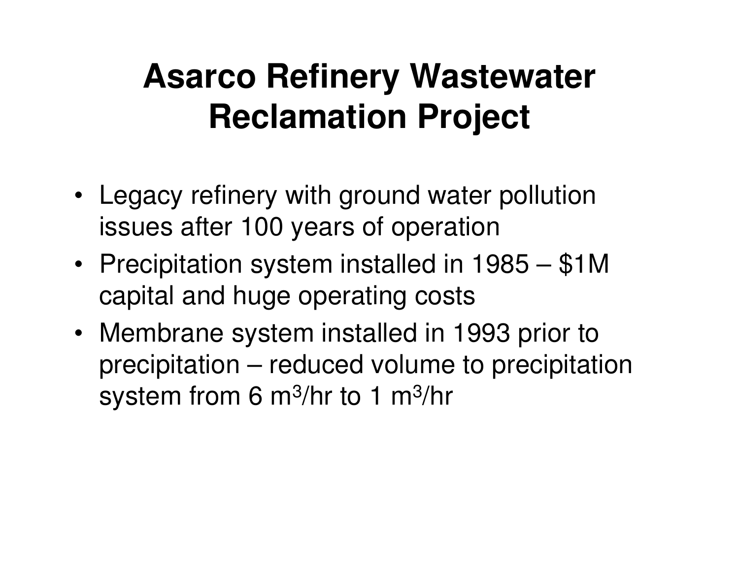# Asarco Refinery Wastewater Reclamation Project

- Legacy refinery with ground water pollution issues after 100 years of operation
- Precipitation system installed in 1985 – $1M capital and huge operating costs
- Membrane system installed in 1993 prior to precipitation – reduced volume to precipitation system from 6 $m^3$/hr to 1 $m^3$/hr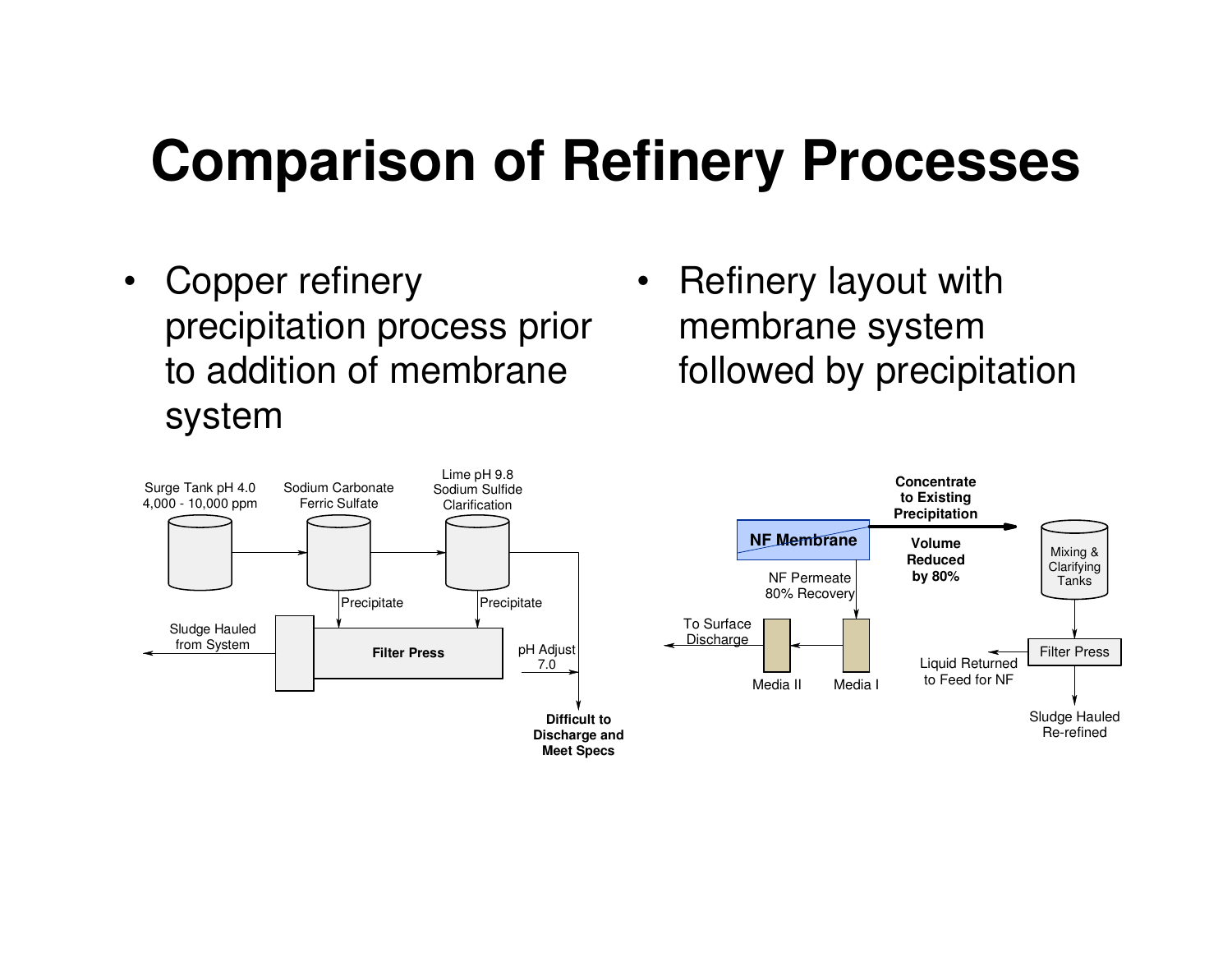# Comparison of Refinery Processes

- Copper refinery precipitation process prior to addition of membrane system

Surge Tank pH 4.0
4,000 - 10,000 ppm

Sodium Carbonate
Ferric Sulfate

Lime pH 9.8
Sodium Sulfide
Clarification

Precipitate

Precipitate

Sludge Hauled
from System

**Filter Press**

pH Adjust
7.0

**Difficult to Discharge and Meet Specs**

- Refinery layout with membrane system followed by precipitation

**NF Membrane**

**Concentrate to Existing Precipitation**

**Volume Reduced by 80%**

Mixing & Clarifying Tanks

NF Permeate
80% Recovery

To Surface
Discharge

Media II

Media I

Filter Press

Liquid Returned
to Feed for NF

Sludge Hauled
Re-refined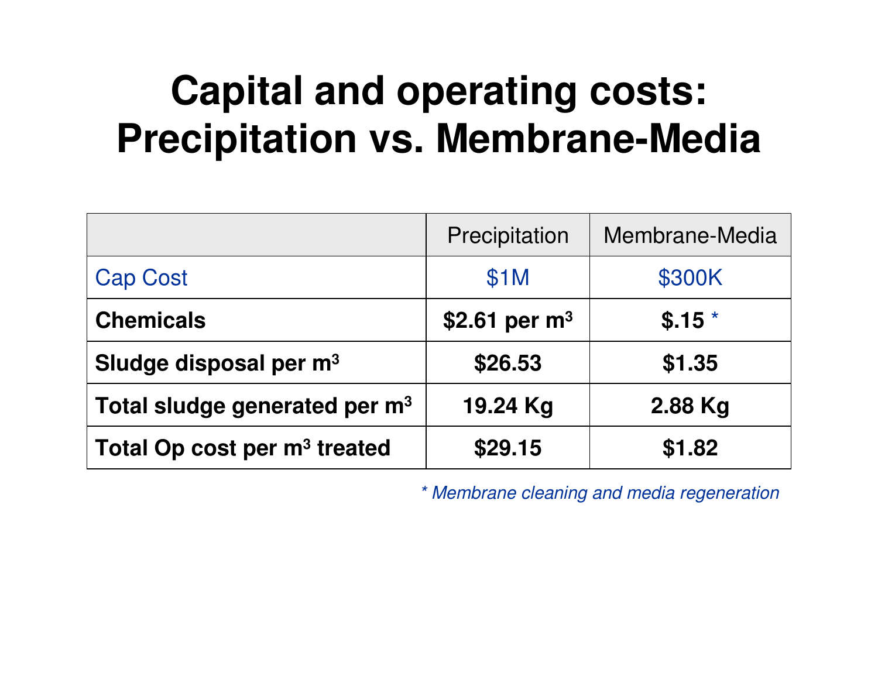# Capital and operating costs: Precipitation vs. Membrane-Media

| | Precipitation | Membrane-Media |
|---|---|---|
| Cap Cost | $1M | $300K |
| **Chemicals** | **$2.61 per m$^3$** | **$.15** * |
| **Sludge disposal per m$^3$** | **$26.53** | **$1.35** |
| **Total sludge generated per m$^3$** | **19.24 Kg** | **2.88 Kg** |
| **Total Op cost per m$^3$ treated** | **$29.15** | **$1.82** |

*\* Membrane cleaning and media regeneration*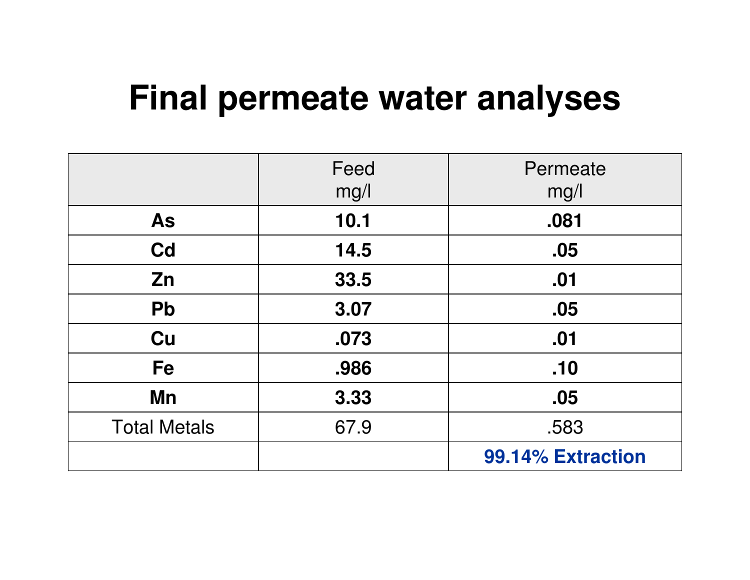# Final permeate water analyses

| | Feed mg/l | Permeate mg/l |
|---|---|---|
| **As** | **10.1** | **.081** |
| **Cd** | **14.5** | **.05** |
| **Zn** | **33.5** | **.01** |
| **Pb** | **3.07** | **.05** |
| **Cu** | **.073** | **.01** |
| **Fe** | **.986** | **.10** |
| **Mn** | **3.33** | **.05** |
| Total Metals | 67.9 | .583 |
| | | **99.14% Extraction** |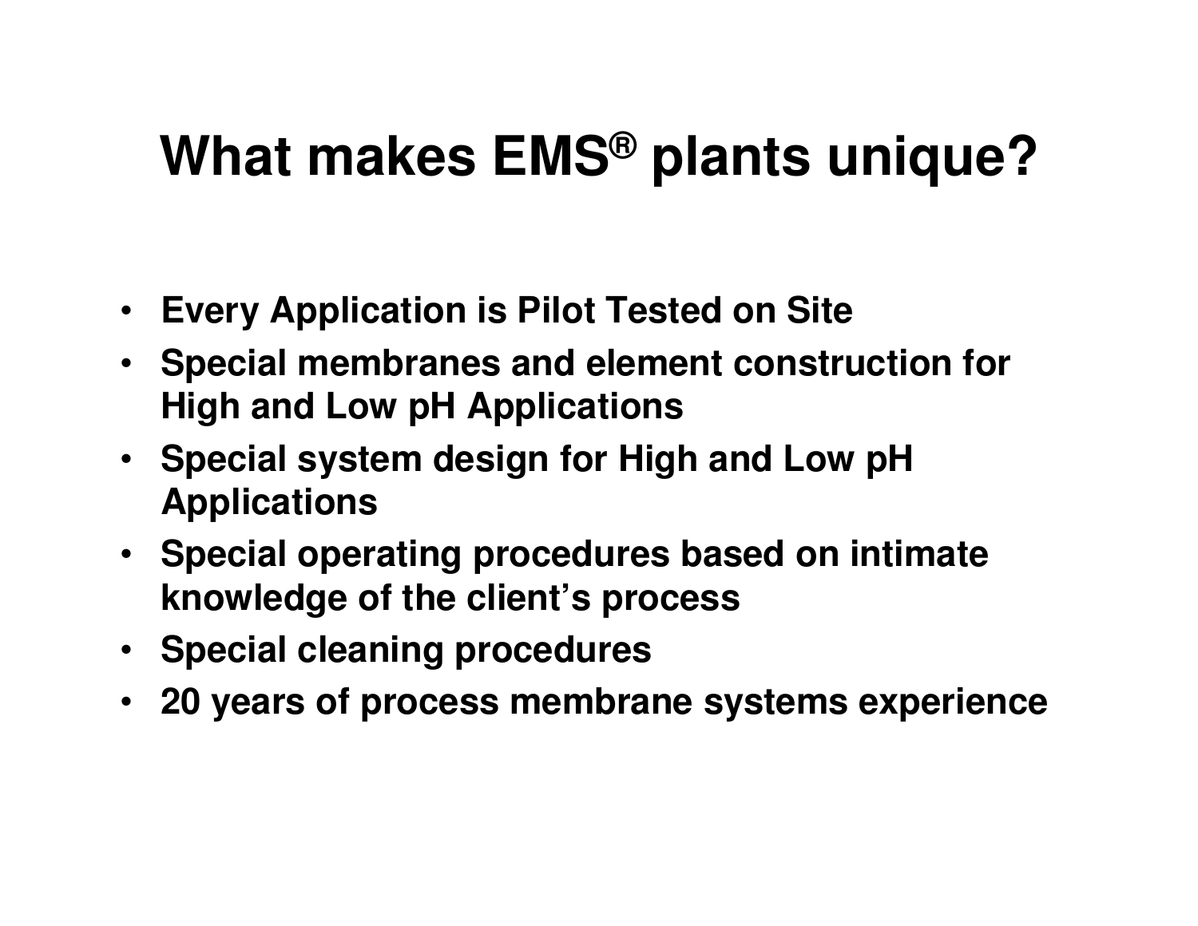# What makes EMS® plants unique?

- **Every Application is Pilot Tested on Site**
- **Special membranes and element construction for High and Low pH Applications**
- **Special system design for High and Low pH Applications**
- **Special operating procedures based on intimate knowledge of the client's process**
- **Special cleaning procedures**
- **20 years of process membrane systems experience**